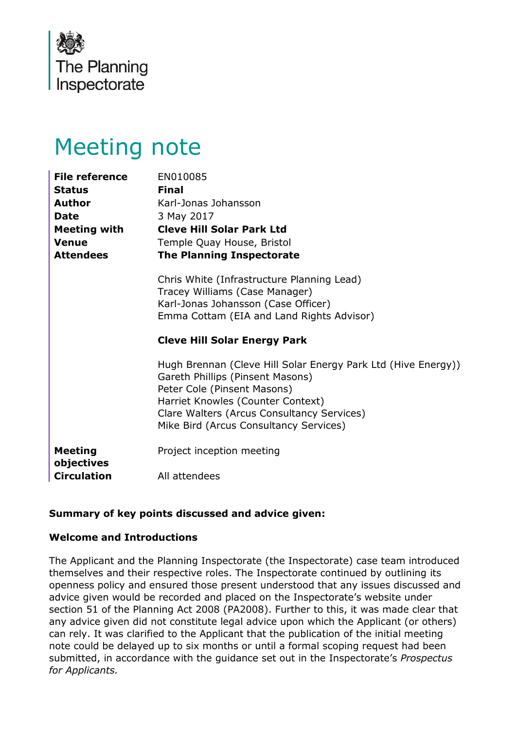The Planning Inspectorate

# Meeting note

| | |
|---|---|
| **File reference** | EN010085 |
| **Status** | **Final** |
| **Author** | Karl-Jonas Johansson |
| **Date** | 3 May 2017 |
| **Meeting with** | **Cleve Hill Solar Park Ltd** |
| **Venue** | Temple Quay House, Bristol |
| **Attendees** | **The Planning Inspectorate**<br><br>Chris White (Infrastructure Planning Lead)<br>Tracey Williams (Case Manager)<br>Karl-Jonas Johansson (Case Officer)<br>Emma Cottam (EIA and Land Rights Advisor)<br><br>**Cleve Hill Solar Energy Park**<br><br>Hugh Brennan (Cleve Hill Solar Energy Park Ltd (Hive Energy))<br>Gareth Phillips (Pinsent Masons)<br>Peter Cole (Pinsent Masons)<br>Harriet Knowles (Counter Context)<br>Clare Walters (Arcus Consultancy Services)<br>Mike Bird (Arcus Consultancy Services) |
| **Meeting objectives** | Project inception meeting |
| **Circulation** | All attendees |

**Summary of key points discussed and advice given:**

**Welcome and Introductions**

The Applicant and the Planning Inspectorate (the Inspectorate) case team introduced themselves and their respective roles. The Inspectorate continued by outlining its openness policy and ensured those present understood that any issues discussed and advice given would be recorded and placed on the Inspectorate's website under section 51 of the Planning Act 2008 (PA2008). Further to this, it was made clear that any advice given did not constitute legal advice upon which the Applicant (or others) can rely. It was clarified to the Applicant that the publication of the initial meeting note could be delayed up to six months or until a formal scoping request had been submitted, in accordance with the guidance set out in the Inspectorate's *Prospectus for Applicants.*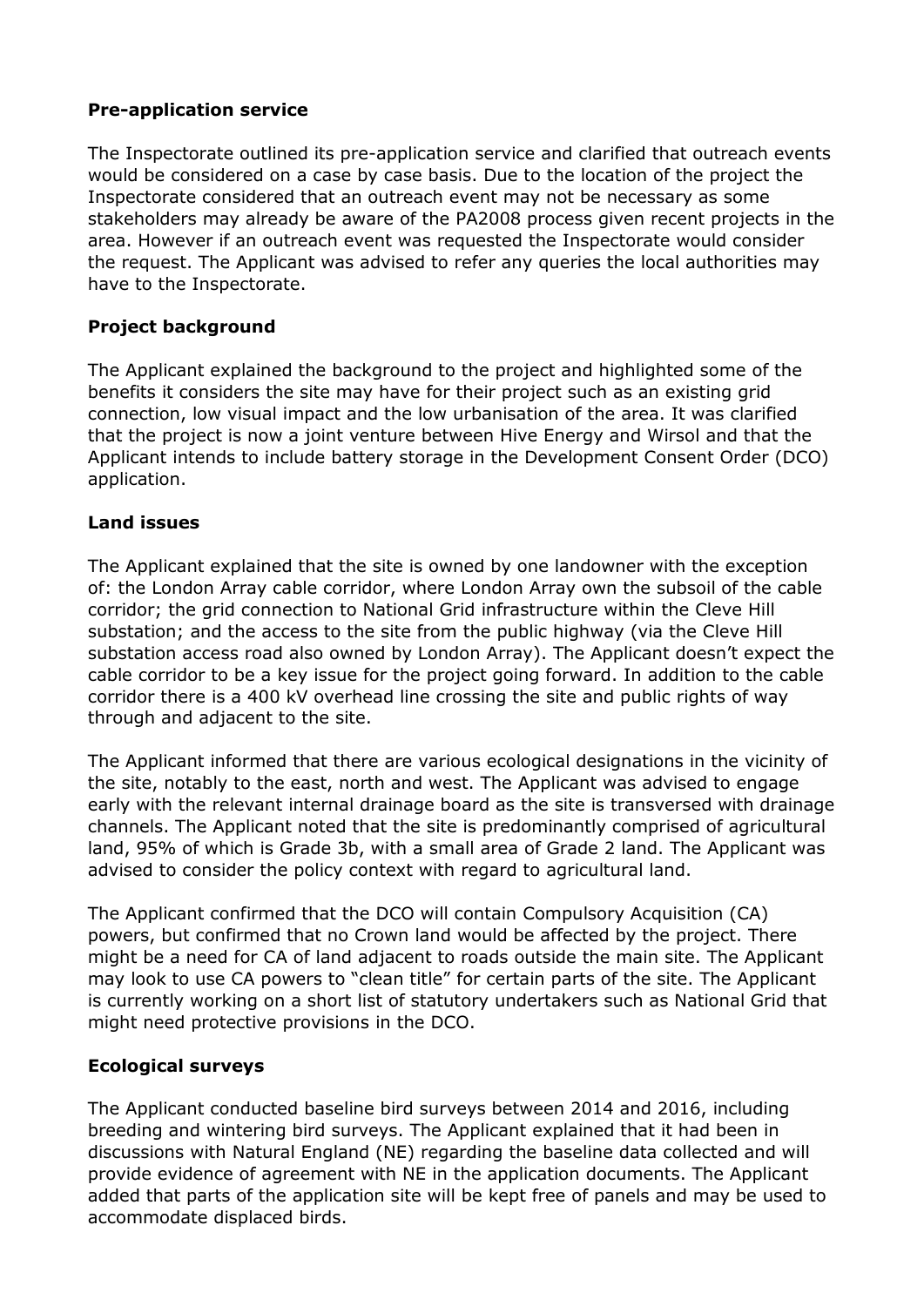**Pre-application service**

The Inspectorate outlined its pre-application service and clarified that outreach events would be considered on a case by case basis. Due to the location of the project the Inspectorate considered that an outreach event may not be necessary as some stakeholders may already be aware of the PA2008 process given recent projects in the area. However if an outreach event was requested the Inspectorate would consider the request. The Applicant was advised to refer any queries the local authorities may have to the Inspectorate.

**Project background**

The Applicant explained the background to the project and highlighted some of the benefits it considers the site may have for their project such as an existing grid connection, low visual impact and the low urbanisation of the area. It was clarified that the project is now a joint venture between Hive Energy and Wirsol and that the Applicant intends to include battery storage in the Development Consent Order (DCO) application.

**Land issues**

The Applicant explained that the site is owned by one landowner with the exception of: the London Array cable corridor, where London Array own the subsoil of the cable corridor; the grid connection to National Grid infrastructure within the Cleve Hill substation; and the access to the site from the public highway (via the Cleve Hill substation access road also owned by London Array). The Applicant doesn't expect the cable corridor to be a key issue for the project going forward. In addition to the cable corridor there is a 400 kV overhead line crossing the site and public rights of way through and adjacent to the site.

The Applicant informed that there are various ecological designations in the vicinity of the site, notably to the east, north and west. The Applicant was advised to engage early with the relevant internal drainage board as the site is transversed with drainage channels. The Applicant noted that the site is predominantly comprised of agricultural land, 95% of which is Grade 3b, with a small area of Grade 2 land. The Applicant was advised to consider the policy context with regard to agricultural land.

The Applicant confirmed that the DCO will contain Compulsory Acquisition (CA) powers, but confirmed that no Crown land would be affected by the project. There might be a need for CA of land adjacent to roads outside the main site. The Applicant may look to use CA powers to "clean title" for certain parts of the site. The Applicant is currently working on a short list of statutory undertakers such as National Grid that might need protective provisions in the DCO.

**Ecological surveys**

The Applicant conducted baseline bird surveys between 2014 and 2016, including breeding and wintering bird surveys. The Applicant explained that it had been in discussions with Natural England (NE) regarding the baseline data collected and will provide evidence of agreement with NE in the application documents. The Applicant added that parts of the application site will be kept free of panels and may be used to accommodate displaced birds.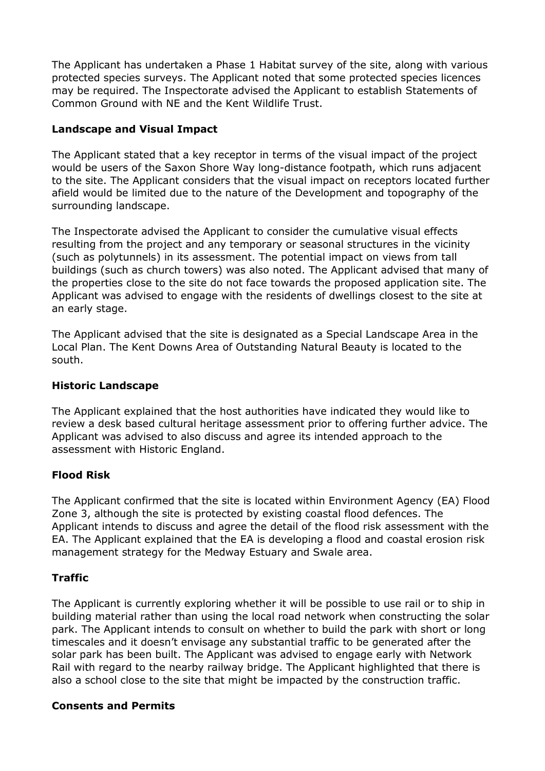The Applicant has undertaken a Phase 1 Habitat survey of the site, along with various protected species surveys. The Applicant noted that some protected species licences may be required. The Inspectorate advised the Applicant to establish Statements of Common Ground with NE and the Kent Wildlife Trust.

**Landscape and Visual Impact**

The Applicant stated that a key receptor in terms of the visual impact of the project would be users of the Saxon Shore Way long-distance footpath, which runs adjacent to the site. The Applicant considers that the visual impact on receptors located further afield would be limited due to the nature of the Development and topography of the surrounding landscape.

The Inspectorate advised the Applicant to consider the cumulative visual effects resulting from the project and any temporary or seasonal structures in the vicinity (such as polytunnels) in its assessment. The potential impact on views from tall buildings (such as church towers) was also noted. The Applicant advised that many of the properties close to the site do not face towards the proposed application site. The Applicant was advised to engage with the residents of dwellings closest to the site at an early stage.

The Applicant advised that the site is designated as a Special Landscape Area in the Local Plan. The Kent Downs Area of Outstanding Natural Beauty is located to the south.

**Historic Landscape**

The Applicant explained that the host authorities have indicated they would like to review a desk based cultural heritage assessment prior to offering further advice. The Applicant was advised to also discuss and agree its intended approach to the assessment with Historic England.

**Flood Risk**

The Applicant confirmed that the site is located within Environment Agency (EA) Flood Zone 3, although the site is protected by existing coastal flood defences. The Applicant intends to discuss and agree the detail of the flood risk assessment with the EA. The Applicant explained that the EA is developing a flood and coastal erosion risk management strategy for the Medway Estuary and Swale area.

**Traffic**

The Applicant is currently exploring whether it will be possible to use rail or to ship in building material rather than using the local road network when constructing the solar park. The Applicant intends to consult on whether to build the park with short or long timescales and it doesn't envisage any substantial traffic to be generated after the solar park has been built. The Applicant was advised to engage early with Network Rail with regard to the nearby railway bridge. The Applicant highlighted that there is also a school close to the site that might be impacted by the construction traffic.

**Consents and Permits**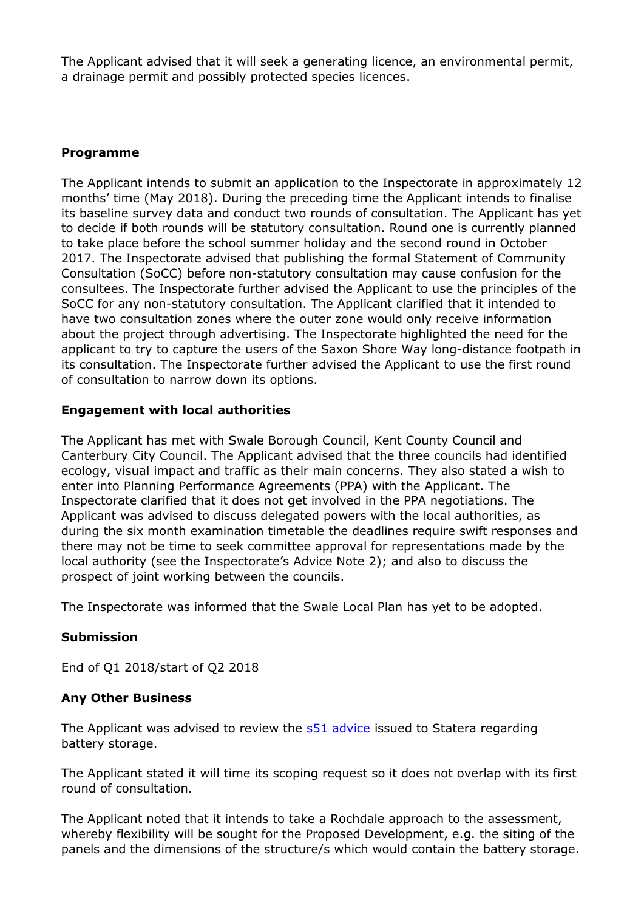The Applicant advised that it will seek a generating licence, an environmental permit, a drainage permit and possibly protected species licences.

**Programme**

The Applicant intends to submit an application to the Inspectorate in approximately 12 months' time (May 2018). During the preceding time the Applicant intends to finalise its baseline survey data and conduct two rounds of consultation. The Applicant has yet to decide if both rounds will be statutory consultation. Round one is currently planned to take place before the school summer holiday and the second round in October 2017. The Inspectorate advised that publishing the formal Statement of Community Consultation (SoCC) before non-statutory consultation may cause confusion for the consultees. The Inspectorate further advised the Applicant to use the principles of the SoCC for any non-statutory consultation. The Applicant clarified that it intended to have two consultation zones where the outer zone would only receive information about the project through advertising. The Inspectorate highlighted the need for the applicant to try to capture the users of the Saxon Shore Way long-distance footpath in its consultation. The Inspectorate further advised the Applicant to use the first round of consultation to narrow down its options.

**Engagement with local authorities**

The Applicant has met with Swale Borough Council, Kent County Council and Canterbury City Council. The Applicant advised that the three councils had identified ecology, visual impact and traffic as their main concerns. They also stated a wish to enter into Planning Performance Agreements (PPA) with the Applicant. The Inspectorate clarified that it does not get involved in the PPA negotiations. The Applicant was advised to discuss delegated powers with the local authorities, as during the six month examination timetable the deadlines require swift responses and there may not be time to seek committee approval for representations made by the local authority (see the Inspectorate's Advice Note 2); and also to discuss the prospect of joint working between the councils.

The Inspectorate was informed that the Swale Local Plan has yet to be adopted.

**Submission**

End of Q1 2018/start of Q2 2018

**Any Other Business**

The Applicant was advised to review the s51 advice issued to Statera regarding battery storage.

The Applicant stated it will time its scoping request so it does not overlap with its first round of consultation.

The Applicant noted that it intends to take a Rochdale approach to the assessment, whereby flexibility will be sought for the Proposed Development, e.g. the siting of the panels and the dimensions of the structure/s which would contain the battery storage.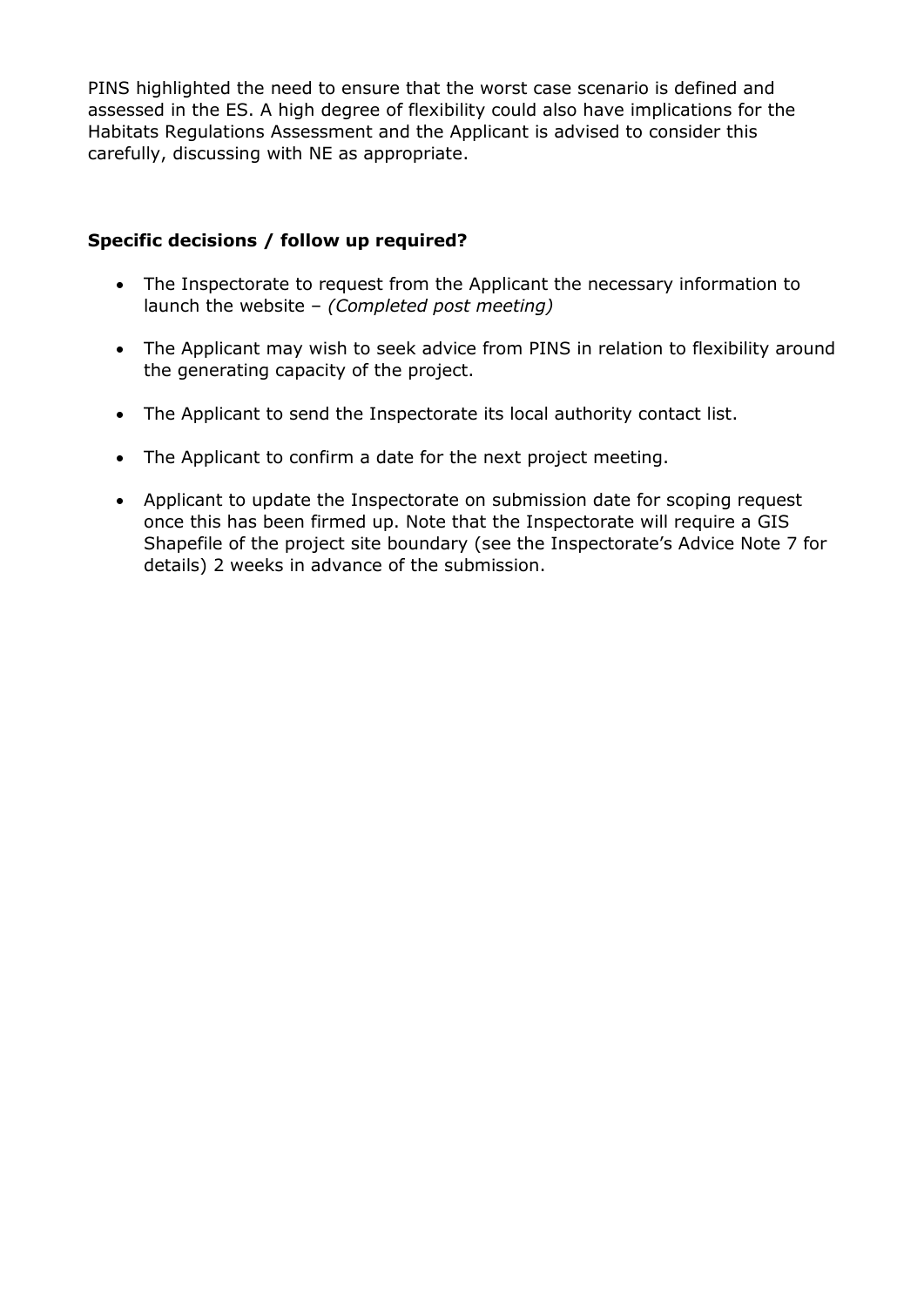PINS highlighted the need to ensure that the worst case scenario is defined and assessed in the ES. A high degree of flexibility could also have implications for the Habitats Regulations Assessment and the Applicant is advised to consider this carefully, discussing with NE as appropriate.

**Specific decisions / follow up required?**

- The Inspectorate to request from the Applicant the necessary information to launch the website – *(Completed post meeting)*
- The Applicant may wish to seek advice from PINS in relation to flexibility around the generating capacity of the project.
- The Applicant to send the Inspectorate its local authority contact list.
- The Applicant to confirm a date for the next project meeting.
- Applicant to update the Inspectorate on submission date for scoping request once this has been firmed up. Note that the Inspectorate will require a GIS Shapefile of the project site boundary (see the Inspectorate's Advice Note 7 for details) 2 weeks in advance of the submission.